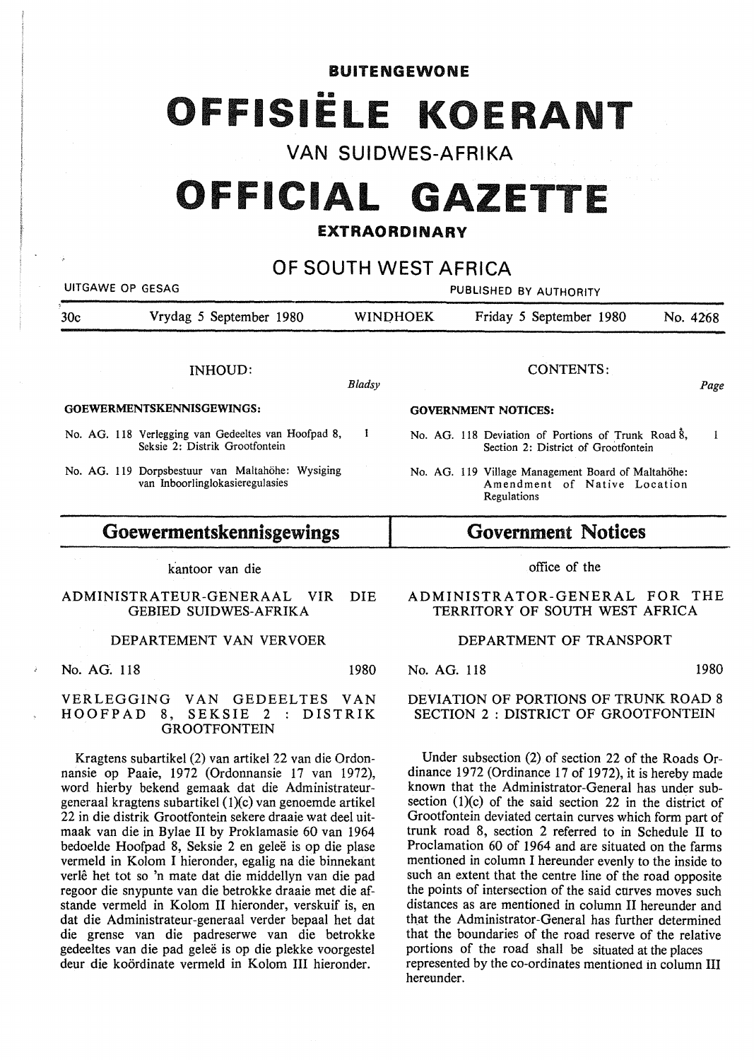**BUITENGEWONE**

# OFFISIËLE KOERANT

## VAN SUIDWES-AFRIKA

# OFFICIAL GAZETTE

**EXTRAORDINARY**

## OF SOUTH WEST AFRICA

UITGAWE OP GESAG — PUBLISHED BY AUTHORITY

30c — Vrydag 5 September 1980 — WINDHOEK — Friday 5 September 1980 — No. 4268

**INHOUD:**

*Bladsy*

**GOEWERMENTSKENNISGEWINGS:**

No. AG. 118 Verlegging van Gedeeltes van Hoofpad 8, Seksie 2: Distrik Grootfontein — 1

No. AG. 119 Dorpsbestuur van Maltahöhe: Wysiging van Inboorlinglokasieregulasies

**CONTENTS:**

*Page*

**GOVERNMENT NOTICES:**

No. AG. 118 Deviation of Portions of Trunk Road 8, Section 2: District of Grootfontein — 1

No. AG. 119 Village Management Board of Maltahöhe: Amendment of Native Location Regulations

## Goewermentskennisgewings

kantoor van die

ADMINISTRATEUR-GENERAAL VIR DIE GEBIED SUIDWES-AFRIKA

DEPARTEMENT VAN VERVOER

No. AG. 118 — 1980

### VERLEGGING VAN GEDEELTES VAN HOOFPAD 8, SEKSIE 2 : DISTRIK GROOTFONTEIN

Kragtens subartikel (2) van artikel 22 van die Ordonnansie op Paaie, 1972 (Ordonnansie 17 van 1972), word hierby bekend gemaak dat die Administrateur-generaal kragtens subartikel (1)(c) van genoemde artikel 22 in die distrik Grootfontein sekere draaie wat deel uitmaak van die in Bylae II by Proklamasie 60 van 1964 bedoelde Hoofpad 8, Seksie 2 en geleë is op die plase vermeld in Kolom I hieronder, egalig na die binnekant verlê het tot so 'n mate dat die middellyn van die pad regoor die snypunte van die betrokke draaie met die afstande vermeld in Kolom II hieronder, verskuif is, en dat die Administrateur-generaal verder bepaal het dat die grense van die padreserwe van die betrokke gedeeltes van die pad geleë is op die plekke voorgestel deur die koördinate vermeld in Kolom III hieronder.

## Government Notices

office of the

ADMINISTRATOR-GENERAL FOR THE TERRITORY OF SOUTH WEST AFRICA

DEPARTMENT OF TRANSPORT

No. AG. 118 — 1980

### DEVIATION OF PORTIONS OF TRUNK ROAD 8 SECTION 2 : DISTRICT OF GROOTFONTEIN

Under subsection (2) of section 22 of the Roads Ordinance 1972 (Ordinance 17 of 1972), it is hereby made known that the Administrator-General has under subsection (1)(c) of the said section 22 in the district of Grootfontein deviated certain curves which form part of trunk road 8, section 2 referred to in Schedule II to Proclamation 60 of 1964 and are situated on the farms mentioned in column I hereunder evenly to the inside to such an extent that the centre line of the road opposite the points of intersection of the said curves moves such distances as are mentioned in column II hereunder and that the Administrator-General has further determined that the boundaries of the road reserve of the relative portions of the road shall be situated at the places represented by the co-ordinates mentioned in column III hereunder.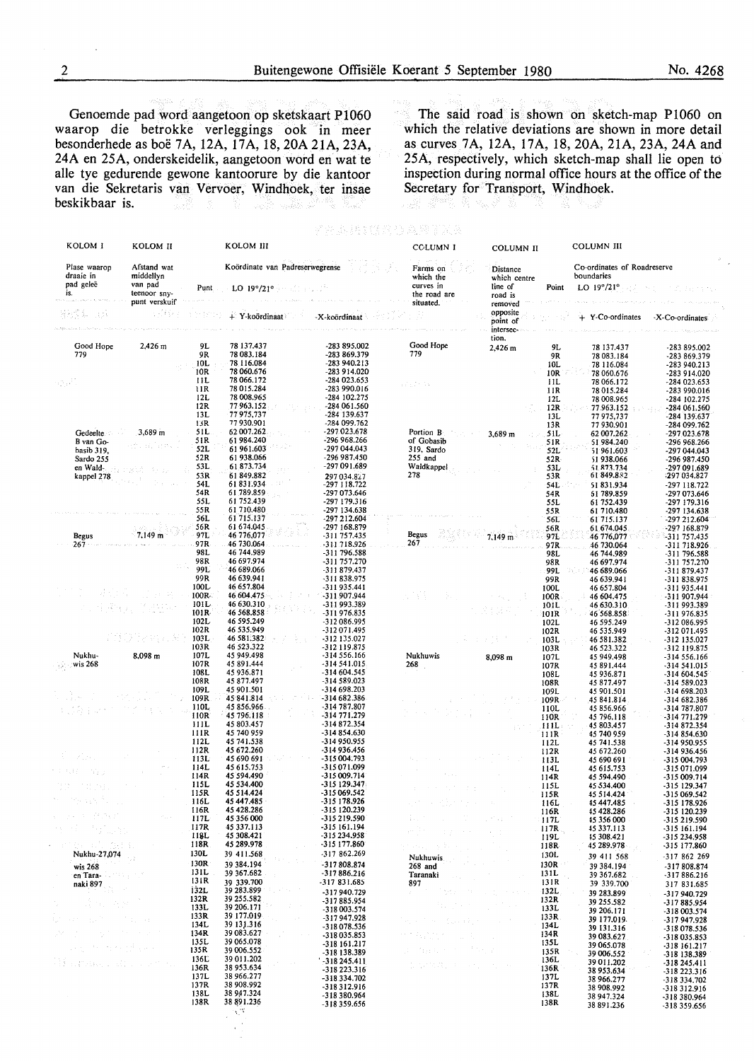Genoemde pad word aangetoon op sketskaart P1060 waarop die betrokke verleggings ook in meer besonderhede as boë 7A, 12A, 17A, 18, 20A 21A, 23A, 24A en 25A, onderskeidelik, aangetoon word en wat te alle tye gedurende gewone kantoorure by die kantoor van die Sekretaris van Vervoer, Windhoek, ter insae beskikbaar is.

The said road is shown on sketch-map P1060 on which the relative deviations are shown in more detail as curves 7A, 12A, 17A, 18, 20A, 21A, 23A, 24A and 25A, respectively, which sketch-map shall lie open to inspection during normal office hours at the office of the Secretary for Transport, Windhoek.

| KOLOM I | KOLOM II | | KOLOM III | |
|---|---|---|---|---|
| Plase waarop draaie in pad geleë is. | Afstand wat middellyn van pad teenoor snypunt verskuif | Punt | Koördinate van Padreserwegrense LO 19°/21° | |
| | | | + Y-koördinaat | -X-koördinaat |
| Good Hope 779 | 2,426 m | 9L | 78 137.437 | -283 895.002 |
| | | 9R | 78 083.184 | -283 869.379 |
| | | 10L | 78 116.084 | -283 940.213 |
| | | 10R | 78 060.676 | -283 914.020 |
| | | 11L | 78 066.172 | -284 023.653 |
| | | 11R | 78 015.284 | -283 990.016 |
| | | 12L | 78 008.965 | -284 102.275 |
| | | 12R | 77 963.152 | -284 061.560 |
| | | 13L | 77 975.737 | -284 139.637 |
| | | 13R | 77 930.901 | -284 099.762 |
| Gedeelte B van Gobasib 319, Sardo 255 en Waldkappel 278 | 3,689 m | 51L | 62 007.262 | -297 023.678 |
| | | 51R | 61 984.240 | -296 968.266 |
| | | 52L | 61 961.603 | -297 044.043 |
| | | 52R | 61 938.066 | -296 987.450 |
| | | 53L | 61 873.734 | -297 091.689 |
| | | 53R | 61 849.882 | -297 034.827 |
| | | 54L | 61 831.934 | -297 118.722 |
| | | 54R | 61 789.859 | -297 073.646 |
| | | 55L | 61 752.439 | -297 179.316 |
| | | 55R | 61 710.480 | -297 134.638 |
| | | 56L | 61 715.137 | -297 212.604 |
| | | 56R | 61 674.045 | -297 168.879 |
| Begus 267 | 7,149 m | 97L | 46 776.077 | -311 757.435 |
| | | 97R | 46 730.064 | -311 718.926 |
| | | 98L | 46 744.989 | -311 796.588 |
| | | 98R | 46 697.974 | -311 757.270 |
| | | 99L | 46 689.066 | -311 879.437 |
| | | 99R | 46 639.941 | -311 838.975 |
| | | 100L | 46 657.804 | -311 935.441 |
| | | 100R | 46 604.475 | -311 907.944 |
| | | 101L | 46 630.310 | -311 993.389 |
| | | 101R | 46 568.858 | -311 976.835 |
| | | 102L | 46 595.249 | -312 086.995 |
| | | 102R | 46 535.949 | -312 071.495 |
| | | 103L | 46 581.382 | -312 135.027 |
| | | 103R | 46 523.322 | -312 119.875 |
| Nukhuwis 268 | 8,098 m | 107L | 45 949.498 | -314 556.166 |
| | | 107R | 45 891.444 | -314 541.015 |
| | | 108L | 45 936.871 | -314 604.545 |
| | | 108R | 45 877.497 | -314 589.023 |
| | | 109L | 45 901.501 | -314 698.203 |
| | | 109R | 45 841.814 | -314 682.386 |
| | | 110L | 45 856.966 | -314 787.807 |
| | | 110R | 45 796.118 | -314 771.279 |
| | | 111L | 45 803.457 | -314 872.354 |
| | | 111R | 45 740 959 | -314 854.630 |
| | | 112L | 45 741.538 | -314 950.955 |
| | | 112R | 45 672.260 | -314 936.456 |
| | | 113L | 45 690 691 | -315 004.793 |
| | | 114L | 45 615.753 | -315 071.099 |
| | | 114R | 45 594.490 | -315 009.714 |
| | | 115L | 45 534.400 | -315 129.347 |
| | | 115R | 45 514.424 | -315 069.542 |
| | | 116L | 45 447.485 | -315 178.926 |
| | | 116R | 45 428.286 | -315 120.239 |
| | | 117L | 45 356 000 | -315 219.590 |
| | | 117R | 45 337.113 | -315 161.194 |
| | | 118L | 45 308.421 | -315 234.958 |
| | | 118R | 45 289.978 | -315 177.860 |
| Nukhuwis 268 en Taranaki 897 | 27,074 | 130L | 39 411.568 | -317 862.269 |
| | | 130R | 39 384.194 | -317 808.874 |
| | | 131L | 39 367.682 | -317 886.216 |
| | | 131R | 39 339.700 | -317 831.685 |
| | | 132L | 39 283.899 | -317 940.729 |
| | | 132R | 39 255.582 | -317 885.954 |
| | | 133L | 39 206.171 | -318 003.574 |
| | | 133R | 39 177.019 | -317 947.928 |
| | | 134L | 39 131.316 | -318 078.536 |
| | | 134R | 39 083.627 | -318 035.853 |
| | | 135L | 39 065.078 | -318 161.217 |
| | | 135R | 39 006.552 | -318 138.389 |
| | | 136L | 39 011.202 | -318 245.411 |
| | | 136R | 38 953.634 | -318 223.316 |
| | | 137L | 38 966.277 | -318 334.702 |
| | | 137R | 38 908.992 | -318 312.916 |
| | | 138L | 38 947.324 | -318 380.964 |
| | | 138R | 38 891.236 | -318 359.656 |

| COLUMN I | COLUMN II | | COLUMN III | |
|---|---|---|---|---|
| Farms on which the curves in the road are situated. | Distance which centre line of road is removed opposite point of intersection. | Point | Co-ordinates of Roadreserve boundaries LO 19°/21° | |
| | | | + Y-Co-ordinates | -X-Co-ordinates |
| Good Hope 779 | 2,426 m | 9L | 78 137.437 | -283 895.002 |
| | | 9R | 78 083.184 | -283 869.379 |
| | | 10L | 78 116.084 | -283 940.213 |
| | | 10R | 78 060.676 | -283 914.020 |
| | | 11L | 78 066.172 | -284 023.653 |
| | | 11R | 78 015.284 | -283 990.016 |
| | | 12L | 78 008.965 | -284 102.275 |
| | | 12R | 77 963.152 | -284 061.560 |
| | | 13L | 77 975.737 | -284 139.637 |
| | | 13R | 77 930.901 | -284 099.762 |
| Portion B of Gobasib 319, Sardo 255 and Waldkappel 278 | 3,689 m | 51L | 62 007.262 | -297 023.678 |
| | | 51R | 51 984.240 | -296 968.266 |
| | | 52L | 51 961.603 | -297 044.043 |
| | | 52R | 51 938.066 | -296 987.450 |
| | | 53L | 51 873.734 | -297 091.689 |
| | | 53R | 61 849.882 | -297 034.827 |
| | | 54L | 51 831.934 | -297 118.722 |
| | | 54R | 61 789.859 | -297 073.646 |
| | | 55L | 61 752.439 | -297 179.316 |
| | | 55R | 61 710.480 | -297 134.638 |
| | | 56L | 61 715.137 | -297 212.604 |
| | | 56R | 61 674.045 | -297 168.879 |
| Begus 267 | 7,149 m | 97L | 46 776.077 | -311 757.435 |
| | | 97R | 46 730.064 | -311 718.926 |
| | | 98L | 46 744.989 | -311 796.588 |
| | | 98R | 46 697.974 | -311 757.270 |
| | | 99L | 46 689.066 | -311 879.437 |
| | | 99R | 46 639.941 | -311 838.975 |
| | | 100L | 46 657.804 | -311 935.441 |
| | | 100R | 46 604.475 | -311 907.944 |
| | | 101L | 46 630.310 | -311 993.389 |
| | | 101R | 46 568.858 | -311 976.835 |
| | | 102L | 46 595.249 | -312 086.995 |
| | | 102R | 46 535.949 | -312 071.495 |
| | | 103L | 46 581.382 | -312 135.027 |
| | | 103R | 46 523.322 | -312 119.875 |
| Nukhuwis 268 | 8,098 m | 107L | 45 949.498 | -314 556.166 |
| | | 107R | 45 891.444 | -314 541.015 |
| | | 108L | 45 936.871 | -314 604.545 |
| | | 108R | 45 877.497 | -314 589.023 |
| | | 109L | 45 901.501 | -314 698.203 |
| | | 109R | 45 841.814 | -314 682.386 |
| | | 110L | 45 856.966 | -314 787.807 |
| | | 110R | 45 796.118 | -314 771.279 |
| | | 111L | 45 803.457 | -314 872.354 |
| | | 111R | 45 740 959 | -314 854.630 |
| | | 112L | 45 741.538 | -314 950.955 |
| | | 112R | 45 672.260 | -314 936.456 |
| | | 113L | 45 690 691 | -315 004.793 |
| | | 114L | 45 615.753 | -315 071.099 |
| | | 114R | 45 594.490 | -315 009.714 |
| | | 115L | 45 534.400 | -315 129.347 |
| | | 115R | 45 514.424 | -315 069.542 |
| | | 116L | 45 447.485 | -315 178.926 |
| | | 116R | 45 428.286 | -315 120.239 |
| | | 117L | 45 356 000 | -315 219.590 |
| | | 117R | 45 337.113 | -315 161.194 |
| | | 119L | 45 308.421 | -315 234.958 |
| | | 118R | 45 289.978 | -315 177.860 |
| Nukhuwis 268 and Taranaki 897 | | 130L | 39 411 568 | -317 862 269 |
| | | 130R | 39 384.194 | -317 808.874 |
| | | 131L | 39 367.682 | -317 886.216 |
| | | 131R | 39 339.700 | 317 831.685 |
| | | 132L | 39 283.899 | -317 940.729 |
| | | 132R | 39 255.582 | -317 885.954 |
| | | 133L | 39 206.171 | -318 003.574 |
| | | 133R | 39 177.019 | -317 947.928 |
| | | 134L | 39 131.316 | -318 078.536 |
| | | 134R | 39 083.627 | -318 035.853 |
| | | 135L | 39 065.078 | -318 161.217 |
| | | 135R | 39 006.552 | -318 138.389 |
| | | 136L | 39 011.202 | -318 245.411 |
| | | 136R | 38 953.634 | -318 223.316 |
| | | 137L | 38 966.277 | -318 334.702 |
| | | 137R | 38 908.992 | -318 312.916 |
| | | 138L | 38 947.324 | -318 380.964 |
| | | 138R | 38 891.236 | -318 359.656 |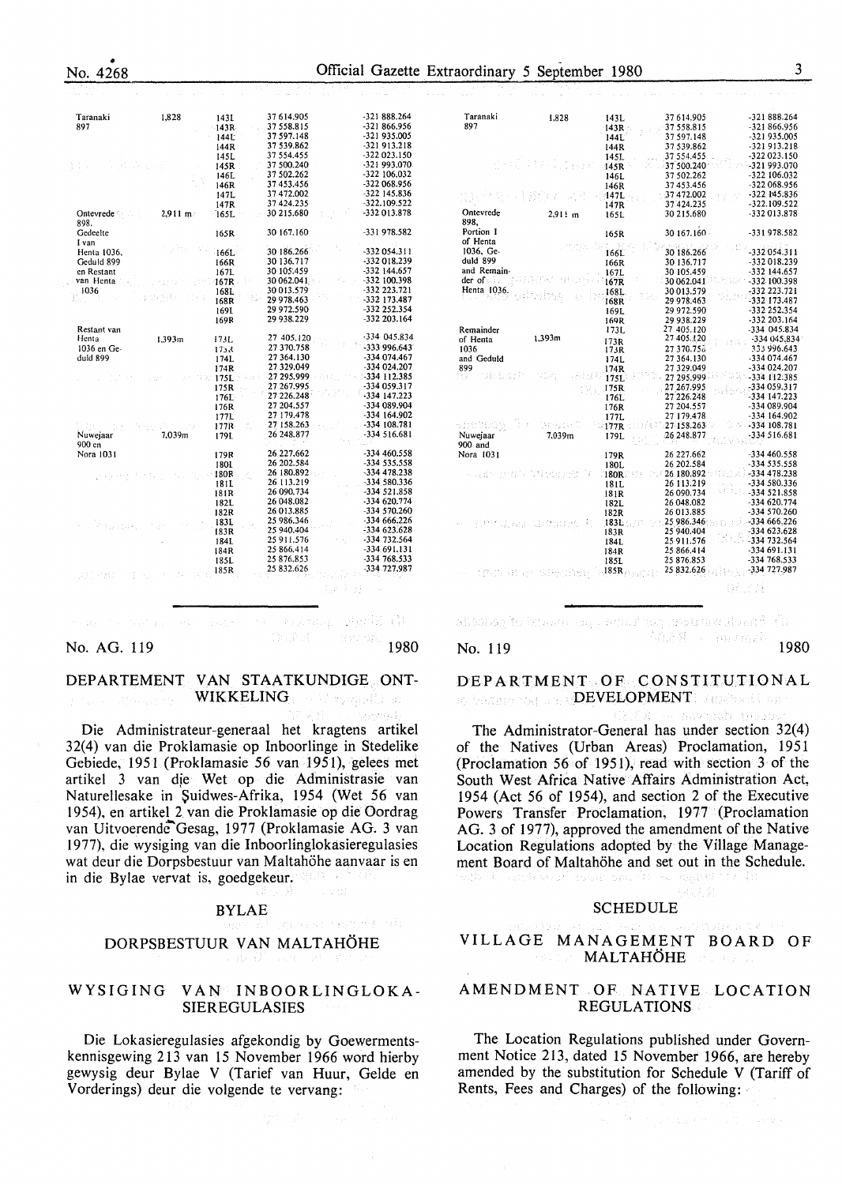| Taranaki 897 | 1,828 | 143L | 37 614.905 | -321 888.264 |
|---|---|---|---|---|
| | | 143R | 37 558.815 | -321 866.956 |
| | | 144L | 37 597.148 | -321 935.005 |
| | | 144R | 37 539.862 | -321 913.218 |
| | | 145L | 37 554.455 | -322 023.150 |
| | | 145R | 37 500.240 | -321 993.070 |
| | | 146L | 37 502.262 | -322 106.032 |
| | | 146R | 37 453.456 | -322 068.956 |
| | | 147L | 37 472.002 | -322 145.836 |
| | | 147R | 37 424.235 | -322.109.522 |
| Ontevrede 898, Gedeelte I van Henta 1036, Geduld 899 en Restant van Henta 1036 | 2,911 m | 165L | 30 215.680 | -332 013.878 |
| | | 165R | 30 167.160 | -331 978.582 |
| | | 166L | 30 186.266 | -332 054.311 |
| | | 166R | 30 136.717 | -332 018.239 |
| | | 167L | 30 105.459 | -332 144.657 |
| | | 167R | 30 062.041 | -332 100.398 |
| | | 168L | 30 013.579 | -332 223.721 |
| | | 168R | 29 978.463 | -332 173.487 |
| | | 169L | 29 972.590 | -332 252.354 |
| | | 169R | 29 938.229 | -332 203.164 |
| Restant van Henta 1036 en Geduld 899 | 1,393m | 173L | 27 405.120 | -334 045.834 |
| | | 173R | 27 370.758 | -333 996.643 |
| | | 174L | 27 364.130 | -334 074.467 |
| | | 174R | 27 329.049 | -334 024.207 |
| | | 175L | 27 295.999 | -334 112.385 |
| | | 175R | 27 267.995 | -334 059.317 |
| | | 176L | 27 226.248 | -334 147.223 |
| | | 176R | 27 204.557 | -334 089.904 |
| | | 177L | 27 179.478 | -334 164.902 |
| | | 177R | 27 158.263 | -334 108.781 |
| Nuwejaar 900 en Nora 1031 | 7,039m | 179L | 26 248.877 | -334 516.681 |
| | | 179R | 26 227.662 | -334 460.558 |
| | | 180L | 26 202.584 | -334 535.558 |
| | | 180R | 26 180.892 | -334 478.238 |
| | | 181L | 26 113.219 | -334 580.336 |
| | | 181R | 26 090.734 | -334 521.858 |
| | | 182L | 26 048.082 | -334 620.774 |
| | | 182R | 26 013.885 | -334 570.260 |
| | | 183L | 25 986.346 | -334 666.226 |
| | | 183R | 25 940.404 | -334 623.628 |
| | | 184L | 25 911.576 | -334 732.564 |
| | | 184R | 25 866.414 | -334 691.131 |
| | | 185L | 25 876.853 | -334 768.533 |
| | | 185R | 25 832.626 | -334 727.987 |

| Taranaki 897 | 1,828 | 143L | 37 614.905 | -321 888.264 |
|---|---|---|---|---|
| | | 143R | 37 558.815 | -321 866.956 |
| | | 144L | 37 597.148 | -321 935.005 |
| | | 144R | 37 539.862 | -321 913.218 |
| | | 145L | 37 554.455 | -322 023.150 |
| | | 145R | 37 500.240 | -321 993.070 |
| | | 146L | 37 502.262 | -322 106.032 |
| | | 146R | 37 453.456 | -322 068.956 |
| | | 147L | 37 472.002 | -322 145.836 |
| | | 147R | 37 424.235 | -322.109.522 |
| Ontevrede 898, Portion I of Henta 1036, Geduld 899 and Remainder of Henta 1036 | 2,911 m | 165L | 30 215.680 | -332 013.878 |
| | | 165R | 30 167.160 | -331 978.582 |
| | | 166L | 30 186.266 | -332 054.311 |
| | | 166R | 30 136.717 | -332 018.239 |
| | | 167L | 30 105.459 | -332 144.657 |
| | | 167R | 30 062.041 | -332 100.398 |
| | | 168L | 30 013.579 | -332 223.721 |
| | | 168R | 29 978.463 | -332 173.487 |
| | | 169L | 29 972.590 | -332 252.354 |
| | | 169R | 29 938.229 | -332 203.164 |
| Remainder of Henta 1036 and Geduld 899 | 1,393m | 173L | 27 405.120 | -334 045.834 |
| | | 173R | 27 370.758 | -333 996.643 |
| | | 174L | 27 364.130 | -334 074.467 |
| | | 174R | 27 329.049 | -334 024.207 |
| | | 175L | 27 295.999 | -334 112.385 |
| | | 175R | 27 267.995 | -334 059.317 |
| | | 176L | 27 226.248 | -334 147.223 |
| | | 176R | 27 204.557 | -334 089.904 |
| | | 177L | 27 179.478 | -334 164.902 |
| | | 177R | 27 158.263 | -334 108.781 |
| Nuwejaar 900 and Nora 1031 | 7,039m | 179L | 26 248.877 | -334 516.681 |
| | | 179R | 26 227.662 | -334 460.558 |
| | | 180L | 26 202.584 | -334 535.558 |
| | | 180R | 26 180.892 | -334 478.238 |
| | | 181L | 26 113.219 | -334 580.336 |
| | | 181R | 26 090.734 | -334 521.858 |
| | | 182L | 26 048.082 | -334 620.774 |
| | | 182R | 26 013.885 | -334 570.260 |
| | | 183L | 25 986.346 | -334 666.226 |
| | | 183R | 25 940.404 | -334 623.628 |
| | | 184L | 25 911.576 | -334 732.564 |
| | | 184R | 25 866.414 | -334 691.131 |
| | | 185L | 25 876.853 | -334 768.533 |
| | | 185R | 25 832.626 | -334 727.987 |

---

No. AG. 119 1980

## DEPARTEMENT VAN STAATKUNDIGE ONTWIKKELING

Die Administrateur-generaal het kragtens artikel 32(4) van die Proklamasie op Inboorlinge in Stedelike Gebiede, 1951 (Proklamasie 56 van 1951), gelees met artikel 3 van die Wet op die Administrasie van Naturellesake in Suidwes-Afrika, 1954 (Wet 56 van 1954), en artikel 2 van die Proklamasie op die Oordrag van Uitvoerende Gesag, 1977 (Proklamasie AG. 3 van 1977), die wysiging van die Inboorlinglokasieregulasies wat deur die Dorpsbestuur van Maltahöhe aanvaar is en in die Bylae vervat is, goedgekeur.

### BYLAE

### DORPSBESTUUR VAN MALTAHÖHE

### WYSIGING VAN INBOORLINGLOKASIEREGULASIES

Die Lokasieregulasies afgekondig by Goewermentskennisgewing 213 van 15 November 1966 word hierby gewysig deur Bylae V (Tarief van Huur, Gelde en Vorderings) deur die volgende te vervang:

---

No. 119 1980

## DEPARTMENT OF CONSTITUTIONAL DEVELOPMENT

The Administrator-General has under section 32(4) of the Natives (Urban Areas) Proclamation, 1951 (Proclamation 56 of 1951), read with section 3 of the South West Africa Native Affairs Administration Act, 1954 (Act 56 of 1954), and section 2 of the Executive Powers Transfer Proclamation, 1977 (Proclamation AG. 3 of 1977), approved the amendment of the Native Location Regulations adopted by the Village Management Board of Maltahöhe and set out in the Schedule.

### SCHEDULE

### VILLAGE MANAGEMENT BOARD OF MALTAHÖHE

### AMENDMENT OF NATIVE LOCATION REGULATIONS

The Location Regulations published under Government Notice 213, dated 15 November 1966, are hereby amended by the substitution for Schedule V (Tariff of Rents, Fees and Charges) of the following: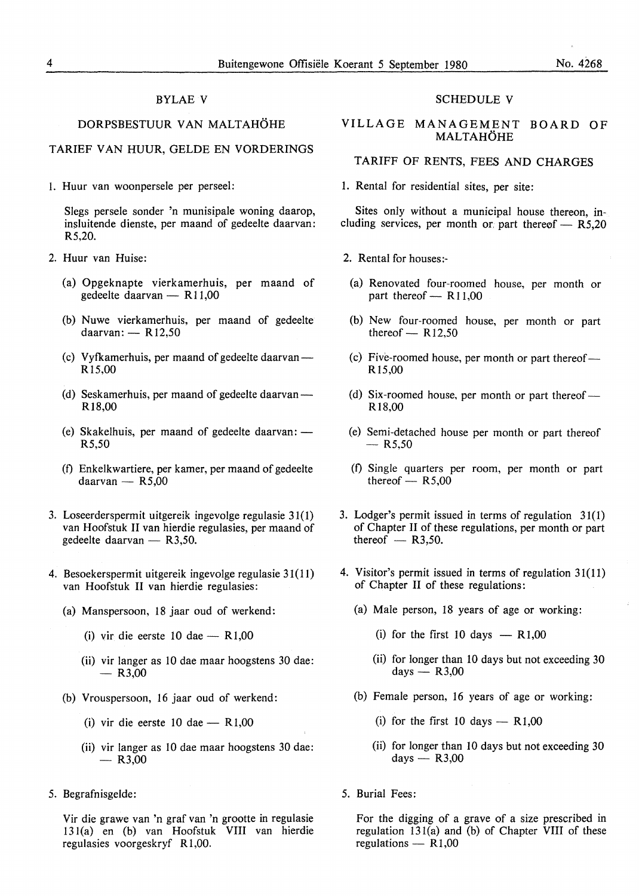## BYLAE V

### DORPSBESTUUR VAN MALTAHÖHE

### TARIEF VAN HUUR, GELDE EN VORDERINGS

1. Huur van woonpersele per perseel:

   Slegs persele sonder 'n munisipale woning daarop, insluitende dienste, per maand of gedeelte daarvan: R5,20.

2. Huur van Huise:

   (a) Opgeknapte vierkamerhuis, per maand of gedeelte daarvan — R11,00

   (b) Nuwe vierkamerhuis, per maand of gedeelte daarvan: — R12,50

   (c) Vyfkamerhuis, per maand of gedeelte daarvan — R15,00

   (d) Seskamerhuis, per maand of gedeelte daarvan — R18,00

   (e) Skakelhuis, per maand of gedeelte daarvan: — R5,50

   (f) Enkelkwartiere, per kamer, per maand of gedeelte daarvan — R5,00

3. Loseerderspermit uitgereik ingevolge regulasie 31(1) van Hoofstuk II van hierdie regulasies, per maand of gedeelte daarvan — R3,50.

4. Besoekerspermit uitgereik ingevolge regulasie 31(11) van Hoofstuk II van hierdie regulasies:

   (a) Manspersoon, 18 jaar oud of werkend:

      (i) vir die eerste 10 dae — R1,00

      (ii) vir langer as 10 dae maar hoogstens 30 dae: — R3,00

   (b) Vrouspersoon, 16 jaar oud of werkend:

      (i) vir die eerste 10 dae — R1,00

      (ii) vir langer as 10 dae maar hoogstens 30 dae: — R3,00

5. Begrafnisgelde:

   Vir die grawe van 'n graf van 'n grootte in regulasie 131(a) en (b) van Hoofstuk VIII van hierdie regulasies voorgeskryf R1,00.

## SCHEDULE V

### VILLAGE MANAGEMENT BOARD OF MALTAHÖHE

### TARIFF OF RENTS, FEES AND CHARGES

1. Rental for residential sites, per site:

   Sites only without a municipal house thereon, including services, per month or part thereof — R5,20

2. Rental for houses:-

   (a) Renovated four-roomed house, per month or part thereof — R11,00

   (b) New four-roomed house, per month or part thereof — R12,50

   (c) Five-roomed house, per month or part thereof — R15,00

   (d) Six-roomed house, per month or part thereof — R18,00

   (e) Semi-detached house per month or part thereof — R5,50

   (f) Single quarters per room, per month or part thereof — R5,00

3. Lodger's permit issued in terms of regulation 31(1) of Chapter II of these regulations, per month or part thereof — R3,50.

4. Visitor's permit issued in terms of regulation 31(11) of Chapter II of these regulations:

   (a) Male person, 18 years of age or working:

      (i) for the first 10 days — R1,00

      (ii) for longer than 10 days but not exceeding 30 days — R3,00

   (b) Female person, 16 years of age or working:

      (i) for the first 10 days — R1,00

      (ii) for longer than 10 days but not exceeding 30 days — R3,00

5. Burial Fees:

   For the digging of a grave of a size prescribed in regulation 131(a) and (b) of Chapter VIII of these regulations — R1,00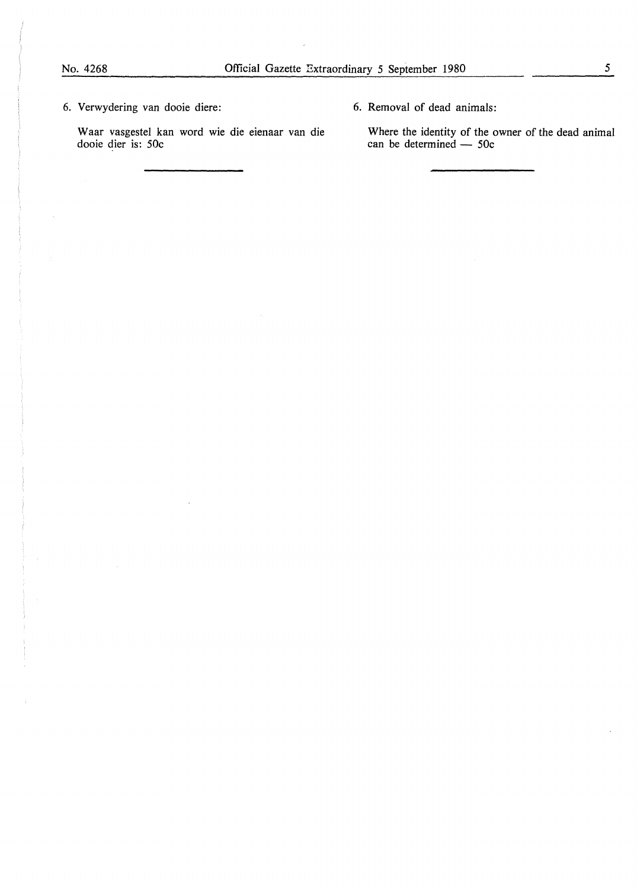6. Verwydering van dooie diere:

Waar vasgestel kan word wie die eienaar van die dooie dier is: 50c

6. Removal of dead animals:

Where the identity of the owner of the dead animal can be determined — 50c